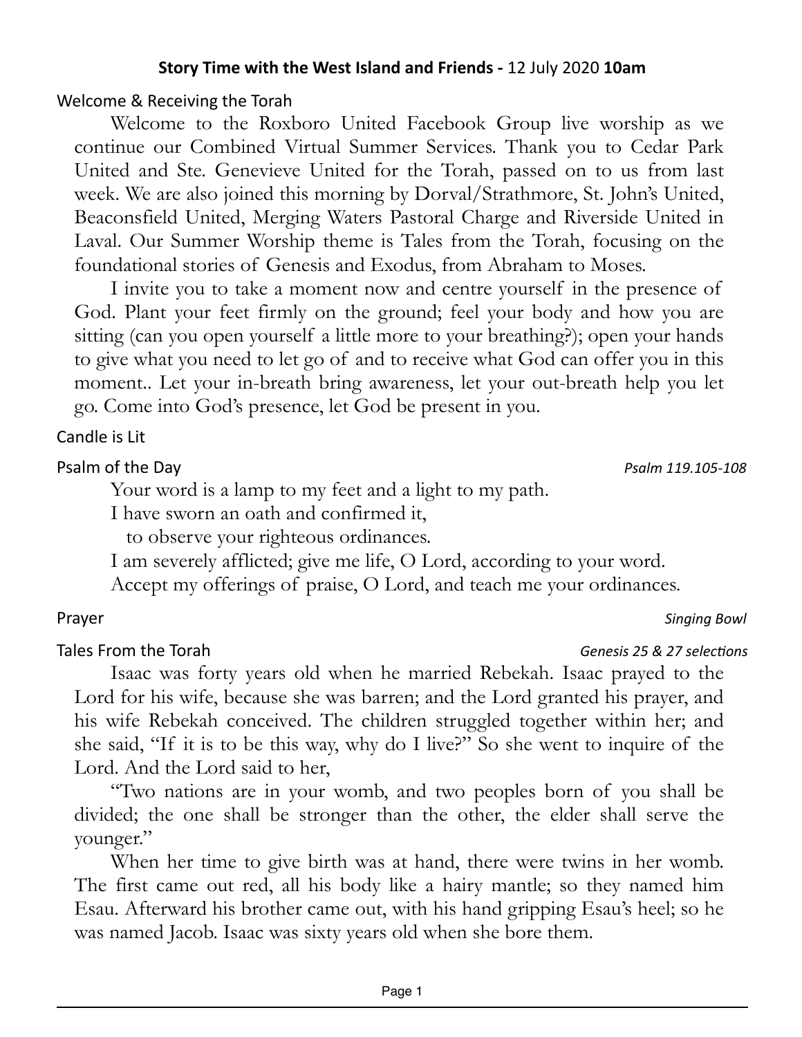**Story Time with the West Island and Friends -** 12 July 2020 **10am**

## Welcome & Receiving the Torah

Welcome to the Roxboro United Facebook Group live worship as we continue our Combined Virtual Summer Services. Thank you to Cedar Park United and Ste. Genevieve United for the Torah, passed on to us from last week. We are also joined this morning by Dorval/Strathmore, St. John's United, Beaconsfield United, Merging Waters Pastoral Charge and Riverside United in Laval. Our Summer Worship theme is Tales from the Torah, focusing on the foundational stories of Genesis and Exodus, from Abraham to Moses.

I invite you to take a moment now and centre yourself in the presence of God. Plant your feet firmly on the ground; feel your body and how you are sitting (can you open yourself a little more to your breathing?); open your hands to give what you need to let go of and to receive what God can offer you in this moment.. Let your in-breath bring awareness, let your out-breath help you let go. Come into God's presence, let God be present in you.

## Candle is Lit

## Psalm of the Day

*Psalm 119.105-108*

Your word is a lamp to my feet and a light to my path.
I have sworn an oath and confirmed it,
to observe your righteous ordinances.
I am severely afflicted; give me life, O Lord, according to your word.
Accept my offerings of praise, O Lord, and teach me your ordinances.

## Prayer

*Singing Bowl*

## Tales From the Torah

*Genesis 25 & 27 selections*

Isaac was forty years old when he married Rebekah. Isaac prayed to the Lord for his wife, because she was barren; and the Lord granted his prayer, and his wife Rebekah conceived. The children struggled together within her; and she said, "If it is to be this way, why do I live?" So she went to inquire of the Lord. And the Lord said to her,

"Two nations are in your womb, and two peoples born of you shall be divided; the one shall be stronger than the other, the elder shall serve the younger."

When her time to give birth was at hand, there were twins in her womb. The first came out red, all his body like a hairy mantle; so they named him Esau. Afterward his brother came out, with his hand gripping Esau's heel; so he was named Jacob. Isaac was sixty years old when she bore them.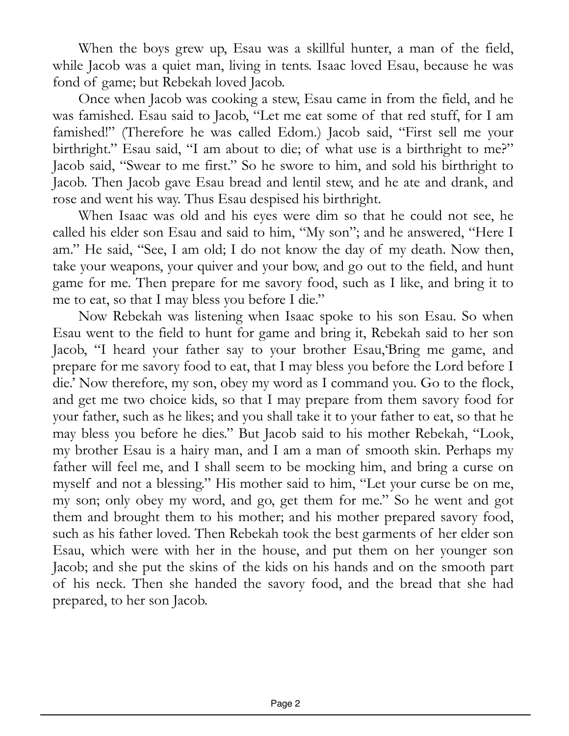When the boys grew up, Esau was a skillful hunter, a man of the field, while Jacob was a quiet man, living in tents. Isaac loved Esau, because he was fond of game; but Rebekah loved Jacob.

Once when Jacob was cooking a stew, Esau came in from the field, and he was famished. Esau said to Jacob, "Let me eat some of that red stuff, for I am famished!" (Therefore he was called Edom.) Jacob said, "First sell me your birthright." Esau said, "I am about to die; of what use is a birthright to me?" Jacob said, "Swear to me first." So he swore to him, and sold his birthright to Jacob. Then Jacob gave Esau bread and lentil stew, and he ate and drank, and rose and went his way. Thus Esau despised his birthright.

When Isaac was old and his eyes were dim so that he could not see, he called his elder son Esau and said to him, "My son"; and he answered, "Here I am." He said, "See, I am old; I do not know the day of my death. Now then, take your weapons, your quiver and your bow, and go out to the field, and hunt game for me. Then prepare for me savory food, such as I like, and bring it to me to eat, so that I may bless you before I die."

Now Rebekah was listening when Isaac spoke to his son Esau. So when Esau went to the field to hunt for game and bring it, Rebekah said to her son Jacob, "I heard your father say to your brother Esau,'Bring me game, and prepare for me savory food to eat, that I may bless you before the Lord before I die.' Now therefore, my son, obey my word as I command you. Go to the flock, and get me two choice kids, so that I may prepare from them savory food for your father, such as he likes; and you shall take it to your father to eat, so that he may bless you before he dies." But Jacob said to his mother Rebekah, "Look, my brother Esau is a hairy man, and I am a man of smooth skin. Perhaps my father will feel me, and I shall seem to be mocking him, and bring a curse on myself and not a blessing." His mother said to him, "Let your curse be on me, my son; only obey my word, and go, get them for me." So he went and got them and brought them to his mother; and his mother prepared savory food, such as his father loved. Then Rebekah took the best garments of her elder son Esau, which were with her in the house, and put them on her younger son Jacob; and she put the skins of the kids on his hands and on the smooth part of his neck. Then she handed the savory food, and the bread that she had prepared, to her son Jacob.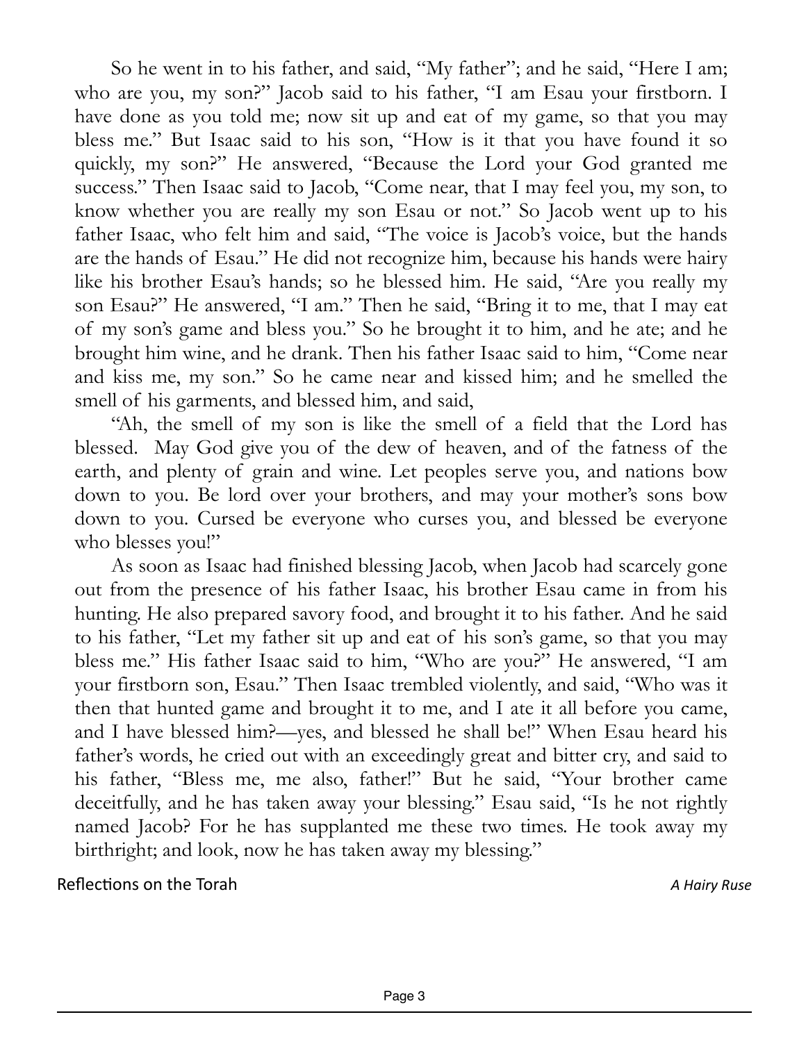So he went in to his father, and said, "My father"; and he said, "Here I am; who are you, my son?" Jacob said to his father, "I am Esau your firstborn. I have done as you told me; now sit up and eat of my game, so that you may bless me." But Isaac said to his son, "How is it that you have found it so quickly, my son?" He answered, "Because the Lord your God granted me success." Then Isaac said to Jacob, "Come near, that I may feel you, my son, to know whether you are really my son Esau or not." So Jacob went up to his father Isaac, who felt him and said, "The voice is Jacob's voice, but the hands are the hands of Esau." He did not recognize him, because his hands were hairy like his brother Esau's hands; so he blessed him. He said, "Are you really my son Esau?" He answered, "I am." Then he said, "Bring it to me, that I may eat of my son's game and bless you." So he brought it to him, and he ate; and he brought him wine, and he drank. Then his father Isaac said to him, "Come near and kiss me, my son." So he came near and kissed him; and he smelled the smell of his garments, and blessed him, and said,

"Ah, the smell of my son is like the smell of a field that the Lord has blessed. May God give you of the dew of heaven, and of the fatness of the earth, and plenty of grain and wine. Let peoples serve you, and nations bow down to you. Be lord over your brothers, and may your mother's sons bow down to you. Cursed be everyone who curses you, and blessed be everyone who blesses you!"

As soon as Isaac had finished blessing Jacob, when Jacob had scarcely gone out from the presence of his father Isaac, his brother Esau came in from his hunting. He also prepared savory food, and brought it to his father. And he said to his father, "Let my father sit up and eat of his son's game, so that you may bless me." His father Isaac said to him, "Who are you?" He answered, "I am your firstborn son, Esau." Then Isaac trembled violently, and said, "Who was it then that hunted game and brought it to me, and I ate it all before you came, and I have blessed him?—yes, and blessed he shall be!" When Esau heard his father's words, he cried out with an exceedingly great and bitter cry, and said to his father, "Bless me, me also, father!" But he said, "Your brother came deceitfully, and he has taken away your blessing." Esau said, "Is he not rightly named Jacob? For he has supplanted me these two times. He took away my birthright; and look, now he has taken away my blessing."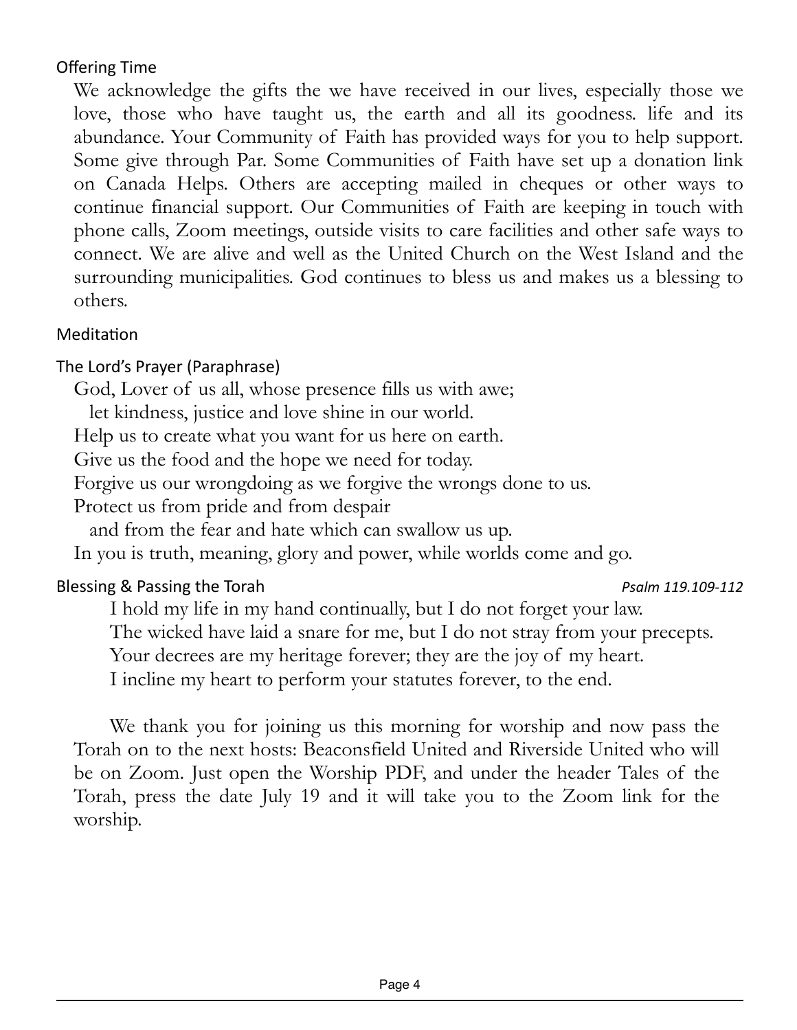### Offering Time

We acknowledge the gifts the we have received in our lives, especially those we love, those who have taught us, the earth and all its goodness. life and its abundance. Your Community of Faith has provided ways for you to help support. Some give through Par. Some Communities of Faith have set up a donation link on Canada Helps. Others are accepting mailed in cheques or other ways to continue financial support. Our Communities of Faith are keeping in touch with phone calls, Zoom meetings, outside visits to care facilities and other safe ways to connect. We are alive and well as the United Church on the West Island and the surrounding municipalities. God continues to bless us and makes us a blessing to others.

### Meditation

### The Lord's Prayer (Paraphrase)

God, Lover of us all, whose presence fills us with awe;
let kindness, justice and love shine in our world.
Help us to create what you want for us here on earth.
Give us the food and the hope we need for today.
Forgive us our wrongdoing as we forgive the wrongs done to us.
Protect us from pride and from despair
and from the fear and hate which can swallow us up.
In you is truth, meaning, glory and power, while worlds come and go.

### Blessing & Passing the Torah

*Psalm 119.109-112*

I hold my life in my hand continually, but I do not forget your law.
The wicked have laid a snare for me, but I do not stray from your precepts.
Your decrees are my heritage forever; they are the joy of my heart.
I incline my heart to perform your statutes forever, to the end.

We thank you for joining us this morning for worship and now pass the Torah on to the next hosts: Beaconsfield United and Riverside United who will be on Zoom. Just open the Worship PDF, and under the header Tales of the Torah, press the date July 19 and it will take you to the Zoom link for the worship.